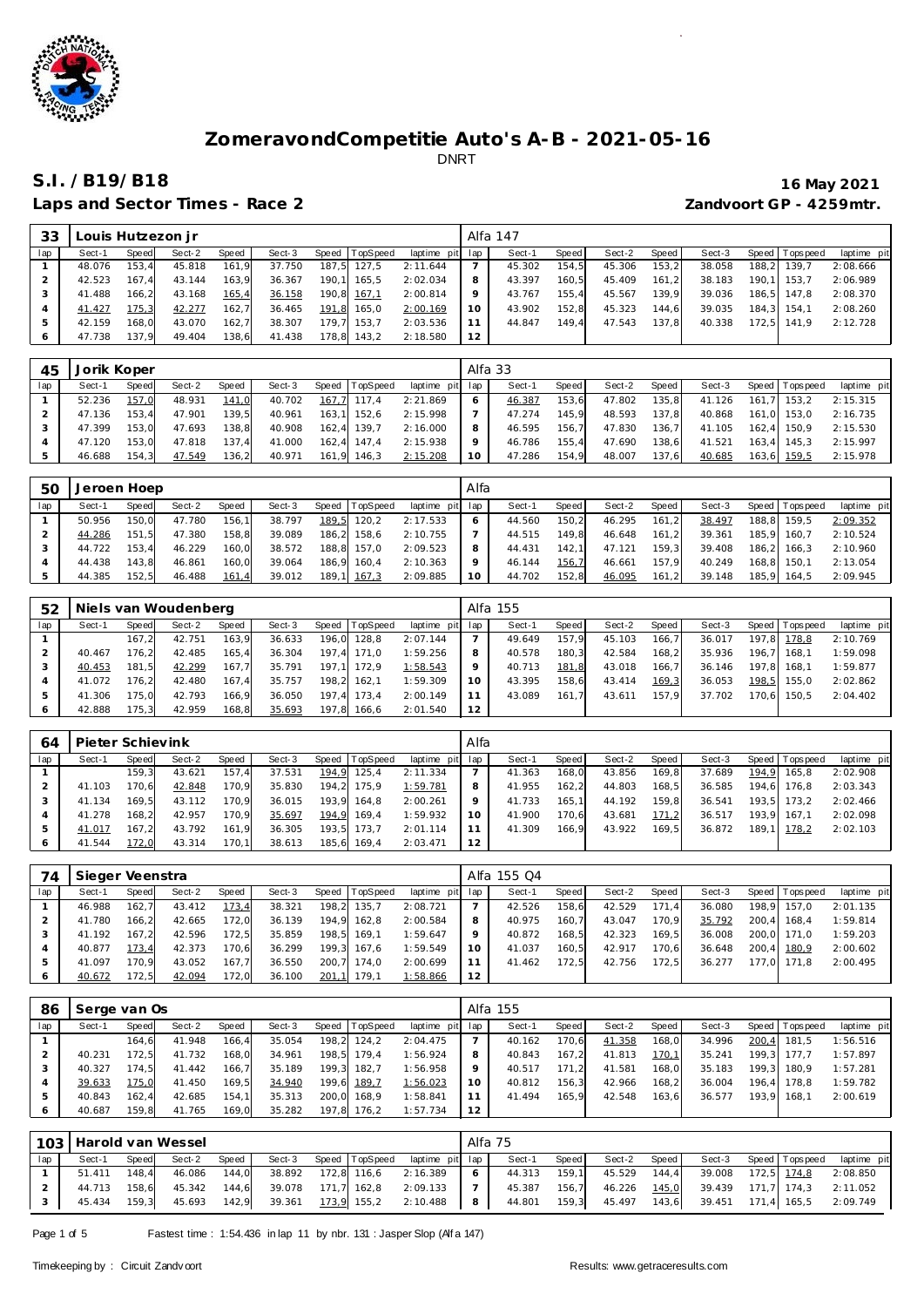# ZomeravondCompetitie Auto's A-B - 2021-05-16

DNRT

## S.I. /B19/B18

**16 May 2021**

**Laps and Sector Times - Race 2**

**Zandvoort GP - 4259mtr.**

| 33 | Louis Hutzezon jr | | | | | | | | Alfa 147 | | | | | | | | |
|---|---|---|---|---|---|---|---|---|---|---|---|---|---|---|---|---|---|
| lap | Sect-1 | Speed | Sect-2 | Speed | Sect-3 | Speed | TopSpeed | laptime pit | lap | Sect-1 | Speed | Sect-2 | Speed | Sect-3 | Speed | Topspeed | laptime pit |
| 1 | 48.076 | 153,4 | 45.818 | 161,9 | 37.750 | 187,5 | 127,5 | 2:11.644 | 7 | 45.302 | 154,5 | 45.306 | 153,2 | 38.058 | 188,2 | 139,7 | 2:08.666 |
| 2 | 42.523 | 167,4 | 43.144 | 163,9 | 36.367 | 190,1 | 165,5 | 2:02.034 | 8 | 43.397 | 160,5 | 45.409 | 161,2 | 38.183 | 190,1 | 153,7 | 2:06.989 |
| 3 | 41.488 | 166,2 | 43.168 | 165,4 | 36.158 | 190,8 | 167,1 | 2:00.814 | 9 | 43.767 | 155,4 | 45.567 | 139,9 | 39.036 | 186,5 | 147,8 | 2:08.370 |
| 4 | 41.427 | 175,3 | 42.277 | 162,7 | 36.465 | 191,8 | 165,0 | 2:00.169 | 10 | 43.902 | 152,8 | 45.323 | 144,6 | 39.035 | 184,3 | 154,1 | 2:08.260 |
| 5 | 42.159 | 168,0 | 43.070 | 162,7 | 38.307 | 179,7 | 153,7 | 2:03.536 | 11 | 44.847 | 149,4 | 47.543 | 137,8 | 40.338 | 172,5 | 141,9 | 2:12.728 |
| 6 | 47.738 | 137,9 | 49.404 | 138,6 | 41.438 | 178,8 | 143,2 | 2:18.580 | 12 | | | | | | | | |

| 45 | Jorik Koper | | | | | | | | Alfa 33 | | | | | | | | |
|---|---|---|---|---|---|---|---|---|---|---|---|---|---|---|---|---|---|
| lap | Sect-1 | Speed | Sect-2 | Speed | Sect-3 | Speed | TopSpeed | laptime pit | lap | Sect-1 | Speed | Sect-2 | Speed | Sect-3 | Speed | Topspeed | laptime pit |
| 1 | 52.236 | 157,0 | 48.931 | 141,0 | 40.702 | 167,7 | 117,4 | 2:21.869 | 6 | 46.387 | 153,6 | 47.802 | 135,8 | 41.126 | 161,7 | 153,2 | 2:15.315 |
| 2 | 47.136 | 153,4 | 47.901 | 139,5 | 40.961 | 163,1 | 152,6 | 2:15.998 | 7 | 47.274 | 145,9 | 48.593 | 137,8 | 40.868 | 161,0 | 153,0 | 2:16.735 |
| 3 | 47.399 | 153,0 | 47.693 | 138,8 | 40.908 | 162,4 | 139,7 | 2:16.000 | 8 | 46.595 | 156,7 | 47.830 | 136,7 | 41.105 | 162,4 | 150,9 | 2:15.530 |
| 4 | 47.120 | 153,0 | 47.818 | 137,4 | 41.000 | 162,4 | 147,4 | 2:15.938 | 9 | 46.786 | 155,4 | 47.690 | 138,6 | 41.521 | 163,4 | 145,3 | 2:15.997 |
| 5 | 46.688 | 154,3 | 47.549 | 136,2 | 40.971 | 161,9 | 146,3 | 2:15.208 | 10 | 47.286 | 154,9 | 48.007 | 137,6 | 40.685 | 163,6 | 159,5 | 2:15.978 |

| 50 | Jeroen Hoep | | | | | | | | Alfa | | | | | | | | |
|---|---|---|---|---|---|---|---|---|---|---|---|---|---|---|---|---|---|
| lap | Sect-1 | Speed | Sect-2 | Speed | Sect-3 | Speed | TopSpeed | laptime pit | lap | Sect-1 | Speed | Sect-2 | Speed | Sect-3 | Speed | Topspeed | laptime pit |
| 1 | 50.956 | 150,0 | 47.780 | 156,1 | 38.797 | 189,5 | 120,2 | 2:17.533 | 6 | 44.560 | 150,2 | 46.295 | 161,2 | 38.497 | 188,8 | 159,5 | 2:09.352 |
| 2 | 44.286 | 151,5 | 47.380 | 158,8 | 39.089 | 186,2 | 158,6 | 2:10.755 | 7 | 44.515 | 149,8 | 46.648 | 161,2 | 39.361 | 185,9 | 160,7 | 2:10.524 |
| 3 | 44.722 | 153,4 | 46.229 | 160,0 | 38.572 | 188,8 | 157,0 | 2:09.523 | 8 | 44.431 | 142,1 | 47.121 | 159,3 | 39.408 | 186,2 | 166,3 | 2:10.960 |
| 4 | 44.438 | 143,8 | 46.861 | 160,0 | 39.064 | 186,9 | 160,4 | 2:10.363 | 9 | 46.144 | 156,7 | 46.661 | 157,9 | 40.249 | 168,8 | 150,1 | 2:13.054 |
| 5 | 44.385 | 152,5 | 46.488 | 161,4 | 39.012 | 189,1 | 167,3 | 2:09.885 | 10 | 44.702 | 152,8 | 46.095 | 161,2 | 39.148 | 185,9 | 164,5 | 2:09.945 |

| 52 | Niels van Woudenberg | | | | | | | | Alfa 155 | | | | | | | | |
|---|---|---|---|---|---|---|---|---|---|---|---|---|---|---|---|---|---|
| lap | Sect-1 | Speed | Sect-2 | Speed | Sect-3 | Speed | TopSpeed | laptime pit | lap | Sect-1 | Speed | Sect-2 | Speed | Sect-3 | Speed | Topspeed | laptime pit |
| 1 | | 167,2 | 42.751 | 163,9 | 36.633 | 196,0 | 128,8 | 2:07.144 | 7 | 49.649 | 157,9 | 45.103 | 166,7 | 36.017 | 197,8 | 178,8 | 2:10.769 |
| 2 | 40.467 | 176,2 | 42.485 | 165,4 | 36.304 | 197,4 | 171,0 | 1:59.256 | 8 | 40.578 | 180,3 | 42.584 | 168,2 | 35.936 | 196,7 | 168,1 | 1:59.098 |
| 3 | 40.453 | 181,5 | 42.299 | 167,7 | 35.791 | 197,1 | 172,9 | 1:58.543 | 9 | 40.713 | 181,8 | 43.018 | 166,7 | 36.146 | 197,8 | 168,1 | 1:59.877 |
| 4 | 41.072 | 176,2 | 42.480 | 167,4 | 35.757 | 198,2 | 162,1 | 1:59.309 | 10 | 43.395 | 158,6 | 43.414 | 169,3 | 36.053 | 198,5 | 155,0 | 2:02.862 |
| 5 | 41.306 | 175,0 | 42.793 | 166,9 | 36.050 | 197,4 | 173,4 | 2:00.149 | 11 | 43.089 | 161,7 | 43.611 | 157,9 | 37.702 | 170,6 | 150,5 | 2:04.402 |
| 6 | 42.888 | 175,3 | 42.959 | 168,8 | 35.693 | 197,8 | 166,6 | 2:01.540 | 12 | | | | | | | | |

| 64 | Pieter Schievink | | | | | | | | Alfa | | | | | | | | |
|---|---|---|---|---|---|---|---|---|---|---|---|---|---|---|---|---|---|
| lap | Sect-1 | Speed | Sect-2 | Speed | Sect-3 | Speed | TopSpeed | laptime pit | lap | Sect-1 | Speed | Sect-2 | Speed | Sect-3 | Speed | Topspeed | laptime pit |
| 1 | | 159,3 | 43.621 | 157,4 | 37.531 | 194,9 | 125,4 | 2:11.334 | 7 | 41.363 | 168,0 | 43.856 | 169,8 | 37.689 | 194,9 | 165,8 | 2:02.908 |
| 2 | 41.103 | 170,6 | 42.848 | 170,9 | 35.830 | 194,2 | 175,9 | 1:59.781 | 8 | 41.955 | 162,2 | 44.803 | 168,5 | 36.585 | 194,6 | 176,8 | 2:03.343 |
| 3 | 41.134 | 169,5 | 43.112 | 170,9 | 36.015 | 193,9 | 164,8 | 2:00.261 | 9 | 41.733 | 165,1 | 44.192 | 159,8 | 36.541 | 193,5 | 173,2 | 2:02.466 |
| 4 | 41.278 | 168,2 | 42.957 | 170,9 | 35.697 | 194,9 | 169,4 | 1:59.932 | 10 | 41.900 | 170,6 | 43.681 | 171,2 | 36.517 | 193,9 | 167,1 | 2:02.098 |
| 5 | 41.017 | 167,2 | 43.792 | 161,9 | 36.305 | 193,5 | 173,7 | 2:01.114 | 11 | 41.309 | 166,9 | 43.922 | 169,5 | 36.872 | 189,1 | 178,2 | 2:02.103 |
| 6 | 41.544 | 172,0 | 43.314 | 170,1 | 38.613 | 185,6 | 169,4 | 2:03.471 | 12 | | | | | | | | |

| 74 | Sieger Veenstra | | | | | | | | Alfa 155 Q4 | | | | | | | | |
|---|---|---|---|---|---|---|---|---|---|---|---|---|---|---|---|---|---|
| lap | Sect-1 | Speed | Sect-2 | Speed | Sect-3 | Speed | TopSpeed | laptime pit | lap | Sect-1 | Speed | Sect-2 | Speed | Sect-3 | Speed | Topspeed | laptime pit |
| 1 | 46.988 | 162,7 | 43.412 | 173,4 | 38.321 | 198,2 | 135,7 | 2:08.721 | 7 | 42.526 | 158,6 | 42.529 | 171,4 | 36.080 | 198,9 | 157,0 | 2:01.135 |
| 2 | 41.780 | 166,2 | 42.665 | 172,0 | 36.139 | 194,9 | 162,8 | 2:00.584 | 8 | 40.975 | 160,7 | 43.047 | 170,9 | 35.792 | 200,4 | 168,4 | 1:59.814 |
| 3 | 41.192 | 167,2 | 42.596 | 172,5 | 35.859 | 198,5 | 169,1 | 1:59.647 | 9 | 40.872 | 168,5 | 42.323 | 169,5 | 36.008 | 200,0 | 171,0 | 1:59.203 |
| 4 | 40.877 | 173,4 | 42.373 | 170,6 | 36.299 | 199,3 | 167,6 | 1:59.549 | 10 | 41.037 | 160,5 | 42.917 | 170,6 | 36.648 | 200,4 | 180,9 | 2:00.602 |
| 5 | 41.097 | 170,9 | 43.052 | 167,7 | 36.550 | 200,7 | 174,0 | 2:00.699 | 11 | 41.462 | 172,5 | 42.756 | 172,5 | 36.277 | 177,0 | 171,8 | 2:00.495 |
| 6 | 40.672 | 172,5 | 42.094 | 172,0 | 36.100 | 201,1 | 179,1 | 1:58.866 | 12 | | | | | | | | |

| 86 | Serge van Os | | | | | | | | Alfa 155 | | | | | | | | |
|---|---|---|---|---|---|---|---|---|---|---|---|---|---|---|---|---|---|
| lap | Sect-1 | Speed | Sect-2 | Speed | Sect-3 | Speed | TopSpeed | laptime pit | lap | Sect-1 | Speed | Sect-2 | Speed | Sect-3 | Speed | Topspeed | laptime pit |
| 1 | | 164,6 | 41.948 | 166,4 | 35.054 | 198,2 | 124,2 | 2:04.475 | 7 | 40.162 | 170,6 | 41.358 | 168,0 | 34.996 | 200,4 | 181,5 | 1:56.516 |
| 2 | 40.231 | 172,5 | 41.732 | 168,0 | 34.961 | 198,5 | 179,4 | 1:56.924 | 8 | 40.843 | 167,2 | 41.813 | 170,1 | 35.241 | 199,3 | 177,7 | 1:57.897 |
| 3 | 40.327 | 174,5 | 41.442 | 166,7 | 35.189 | 199,3 | 182,7 | 1:56.958 | 9 | 40.517 | 171,2 | 41.581 | 168,0 | 35.183 | 199,3 | 180,9 | 1:57.281 |
| 4 | 39.633 | 175,0 | 41.450 | 169,5 | 34.940 | 199,6 | 189,7 | 1:56.023 | 10 | 40.812 | 156,3 | 42.966 | 168,2 | 36.004 | 196,4 | 178,8 | 1:59.782 |
| 5 | 40.843 | 162,4 | 42.685 | 154,1 | 35.313 | 200,0 | 168,9 | 1:58.841 | 11 | 41.494 | 165,9 | 42.548 | 163,6 | 36.577 | 193,9 | 168,1 | 2:00.619 |
| 6 | 40.687 | 159,8 | 41.765 | 169,0 | 35.282 | 197,8 | 176,2 | 1:57.734 | 12 | | | | | | | | |

| 103 | Harold van Wessel | | | | | | | | Alfa 75 | | | | | | | | |
|---|---|---|---|---|---|---|---|---|---|---|---|---|---|---|---|---|---|
| lap | Sect-1 | Speed | Sect-2 | Speed | Sect-3 | Speed | TopSpeed | laptime pit | lap | Sect-1 | Speed | Sect-2 | Speed | Sect-3 | Speed | Topspeed | laptime pit |
| 1 | 51.411 | 148,4 | 46.086 | 144,0 | 38.892 | 172,8 | 116,6 | 2:16.389 | 6 | 44.313 | 159,1 | 45.529 | 144,4 | 39.008 | 172,5 | 174,8 | 2:08.850 |
| 2 | 44.713 | 158,6 | 45.342 | 144,6 | 39.078 | 171,7 | 162,8 | 2:09.133 | 7 | 45.387 | 156,7 | 46.226 | 145,0 | 39.439 | 171,7 | 174,3 | 2:11.052 |
| 3 | 45.434 | 159,3 | 45.693 | 142,9 | 39.361 | 173,9 | 155,2 | 2:10.488 | 8 | 44.801 | 159,3 | 45.497 | 143,6 | 39.451 | 171,4 | 165,5 | 2:09.749 |

Fastest time : 1:54.436 in lap 11 by nbr. 131 : Jasper Slop (Alfa 147)

Timekeeping by : Circuit Zandvoort

Results: www.getraceresults.com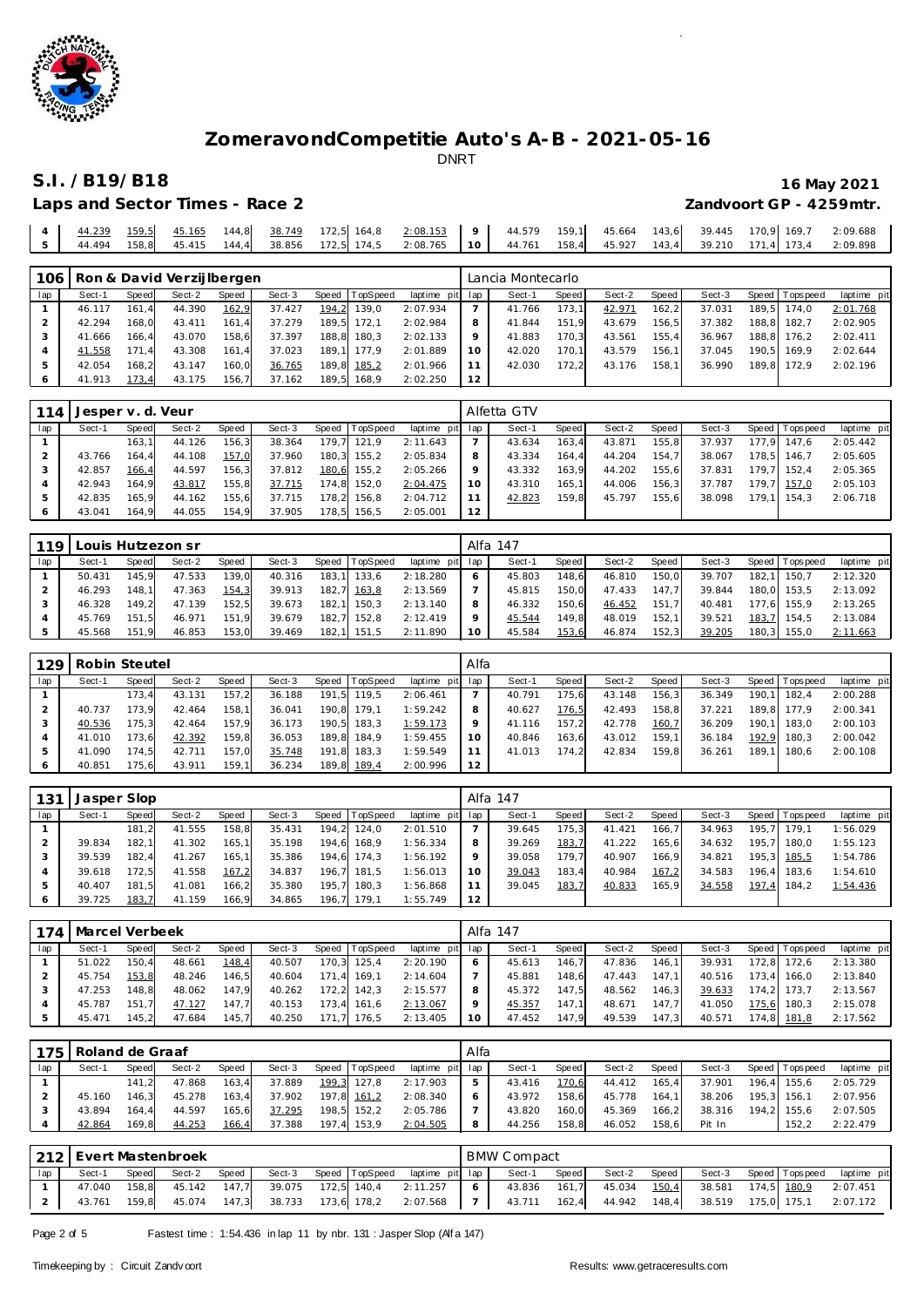# ZomeravondCompetitie Auto's A-B - 2021-05-16

DNRT

## S.I. /B19/B18

**16 May 2021**

**Laps and Sector Times - Race 2** **Zandvoort GP - 4259mtr.**

| 4 | 44.239 | 159,5 | 45.165 | 144,8 | 38.749 | 172,5 | 164,8 | 2:08.153 | 9 | 44.579 | 159,1 | 45.664 | 143,6 | 39.445 | 170,9 | 169,7 | 2:09.688 |
|---|---|---|---|---|---|---|---|---|---|---|---|---|---|---|---|---|---|
| 5 | 44.494 | 158,8 | 45.415 | 144,4 | 38.856 | 172,5 | 174,5 | 2:08.765 | 10 | 44.761 | 158,4 | 45.927 | 143,4 | 39.210 | 171,4 | 173,4 | 2:09.898 |

| 106 | Ron & David Verzijlbergen | | | | | | | | Lancia Montecarlo | | | | | | | | |
|---|---|---|---|---|---|---|---|---|---|---|---|---|---|---|---|---|---|
| lap | Sect-1 | Speed | Sect-2 | Speed | Sect-3 | Speed | TopSpeed | laptime pit | lap | Sect-1 | Speed | Sect-2 | Speed | Sect-3 | Speed | Topspeed | laptime pit |
| 1 | 46.117 | 161,4 | 44.390 | 162,9 | 37.427 | 194,2 | 139,0 | 2:07.934 | 7 | 41.766 | 173,1 | 42.971 | 162,2 | 37.031 | 189,5 | 174,0 | 2:01.768 |
| 2 | 42.294 | 168,0 | 43.411 | 161,4 | 37.279 | 189,5 | 172,1 | 2:02.984 | 8 | 41.844 | 151,9 | 43.679 | 156,5 | 37.382 | 188,8 | 182,7 | 2:02.905 |
| 3 | 41.666 | 166,4 | 43.070 | 158,6 | 37.397 | 188,8 | 180,3 | 2:02.133 | 9 | 41.883 | 170,3 | 43.561 | 155,4 | 36.967 | 188,8 | 176,2 | 2:02.411 |
| 4 | 41.558 | 171,4 | 43.308 | 161,4 | 37.023 | 189,1 | 177,9 | 2:01.889 | 10 | 42.020 | 170,1 | 43.579 | 156,1 | 37.045 | 190,5 | 169,9 | 2:02.644 |
| 5 | 42.054 | 168,2 | 43.147 | 160,0 | 36.765 | 189,8 | 185,2 | 2:01.966 | 11 | 42.030 | 172,2 | 43.176 | 158,1 | 36.990 | 189,8 | 172,9 | 2:02.196 |
| 6 | 41.913 | 173,4 | 43.175 | 156,7 | 37.162 | 189,5 | 168,9 | 2:02.250 | 12 | | | | | | | | |

| 114 | Jesper v. d. Veur | | | | | | | | Alfetta GTV | | | | | | | | |
|---|---|---|---|---|---|---|---|---|---|---|---|---|---|---|---|---|---|
| lap | Sect-1 | Speed | Sect-2 | Speed | Sect-3 | Speed | TopSpeed | laptime pit | lap | Sect-1 | Speed | Sect-2 | Speed | Sect-3 | Speed | Topspeed | laptime pit |
| 1 | | 163,1 | 44.126 | 156,3 | 38.364 | 179,7 | 121,9 | 2:11.643 | 7 | 43.634 | 163,4 | 43.871 | 155,8 | 37.937 | 177,9 | 147,6 | 2:05.442 |
| 2 | 43.766 | 164,4 | 44.108 | 157,0 | 37.960 | 180,3 | 155,2 | 2:05.834 | 8 | 43.334 | 164,4 | 44.204 | 154,7 | 38.067 | 178,5 | 146,7 | 2:05.605 |
| 3 | 42.857 | 166,4 | 44.597 | 156,3 | 37.812 | 180,6 | 155,2 | 2:05.266 | 9 | 43.332 | 163,9 | 44.202 | 155,6 | 37.831 | 179,7 | 152,4 | 2:05.365 |
| 4 | 42.943 | 164,9 | 43.817 | 155,8 | 37.715 | 174,8 | 152,0 | 2:04.475 | 10 | 43.310 | 165,1 | 44.006 | 156,3 | 37.787 | 179,7 | 157,0 | 2:05.103 |
| 5 | 42.835 | 165,9 | 44.162 | 155,6 | 37.715 | 178,2 | 156,8 | 2:04.712 | 11 | 42.823 | 159,8 | 45.797 | 155,6 | 38.098 | 179,1 | 154,3 | 2:06.718 |
| 6 | 43.041 | 164,9 | 44.055 | 154,9 | 37.905 | 178,5 | 156,5 | 2:05.001 | 12 | | | | | | | | |

| 119 | Louis Hutzezon sr | | | | | | | | Alfa 147 | | | | | | | | |
|---|---|---|---|---|---|---|---|---|---|---|---|---|---|---|---|---|---|
| lap | Sect-1 | Speed | Sect-2 | Speed | Sect-3 | Speed | TopSpeed | laptime pit | lap | Sect-1 | Speed | Sect-2 | Speed | Sect-3 | Speed | Topspeed | laptime pit |
| 1 | 50.431 | 145,9 | 47.533 | 139,0 | 40.316 | 183,1 | 133,6 | 2:18.280 | 6 | 45.803 | 148,6 | 46.810 | 150,0 | 39.707 | 182,1 | 150,7 | 2:12.320 |
| 2 | 46.293 | 148,1 | 47.363 | 154,3 | 39.913 | 182,7 | 163,8 | 2:13.569 | 7 | 45.815 | 150,0 | 47.433 | 147,7 | 39.844 | 180,0 | 153,5 | 2:13.092 |
| 3 | 46.328 | 149,2 | 47.139 | 152,5 | 39.673 | 182,1 | 150,3 | 2:13.140 | 8 | 46.332 | 150,6 | 46.452 | 151,7 | 40.481 | 177,6 | 155,9 | 2:13.265 |
| 4 | 45.769 | 151,5 | 46.971 | 151,9 | 39.679 | 182,7 | 152,8 | 2:12.419 | 9 | 45.544 | 149,8 | 48.019 | 152,1 | 39.521 | 183,7 | 154,5 | 2:13.084 |
| 5 | 45.568 | 151,9 | 46.853 | 153,0 | 39.469 | 182,1 | 151,5 | 2:11.890 | 10 | 45.584 | 153,6 | 46.874 | 152,3 | 39.205 | 180,3 | 155,0 | 2:11.663 |

| 129 | Robin Steutel | | | | | | | | Alfa | | | | | | | | |
|---|---|---|---|---|---|---|---|---|---|---|---|---|---|---|---|---|---|
| lap | Sect-1 | Speed | Sect-2 | Speed | Sect-3 | Speed | TopSpeed | laptime pit | lap | Sect-1 | Speed | Sect-2 | Speed | Sect-3 | Speed | Topspeed | laptime pit |
| 1 | | 173,4 | 43.131 | 157,2 | 36.188 | 191,5 | 119,5 | 2:06.461 | 7 | 40.791 | 175,6 | 43.148 | 156,3 | 36.349 | 190,1 | 182,4 | 2:00.288 |
| 2 | 40.737 | 173,9 | 42.464 | 158,1 | 36.041 | 190,8 | 179,1 | 1:59.242 | 8 | 40.627 | 176,5 | 42.493 | 158,8 | 37.221 | 189,8 | 177,9 | 2:00.341 |
| 3 | 40.536 | 175,3 | 42.464 | 157,9 | 36.173 | 190,5 | 183,3 | 1:59.173 | 9 | 41.116 | 157,2 | 42.778 | 160,7 | 36.209 | 190,1 | 183,0 | 2:00.103 |
| 4 | 41.010 | 173,6 | 42.392 | 159,8 | 36.053 | 189,8 | 184,9 | 1:59.455 | 10 | 40.846 | 163,6 | 43.012 | 159,1 | 36.184 | 192,9 | 180,3 | 2:00.042 |
| 5 | 41.090 | 174,5 | 42.711 | 157,0 | 35.748 | 191,8 | 183,3 | 1:59.549 | 11 | 41.013 | 174,2 | 42.834 | 159,8 | 36.261 | 189,1 | 180,6 | 2:00.108 |
| 6 | 40.851 | 175,6 | 43.911 | 159,1 | 36.234 | 189,8 | 189,4 | 2:00.996 | 12 | | | | | | | | |

| 131 | Jasper Slop | | | | | | | | Alfa 147 | | | | | | | | |
|---|---|---|---|---|---|---|---|---|---|---|---|---|---|---|---|---|---|
| lap | Sect-1 | Speed | Sect-2 | Speed | Sect-3 | Speed | TopSpeed | laptime pit | lap | Sect-1 | Speed | Sect-2 | Speed | Sect-3 | Speed | Topspeed | laptime pit |
| 1 | | 181,2 | 41.555 | 158,8 | 35.431 | 194,2 | 124,0 | 2:01.510 | 7 | 39.645 | 175,3 | 41.421 | 166,7 | 34.963 | 195,7 | 179,1 | 1:56.029 |
| 2 | 39.834 | 182,1 | 41.302 | 165,1 | 35.198 | 194,6 | 168,9 | 1:56.334 | 8 | 39.269 | 183,7 | 41.222 | 165,6 | 34.632 | 195,7 | 180,0 | 1:55.123 |
| 3 | 39.539 | 182,4 | 41.267 | 165,1 | 35.386 | 194,6 | 174,3 | 1:56.192 | 9 | 39.058 | 179,7 | 40.907 | 166,9 | 34.821 | 195,3 | 185,5 | 1:54.786 |
| 4 | 39.618 | 172,5 | 41.558 | 167,2 | 34.837 | 196,7 | 181,5 | 1:56.013 | 10 | 39.043 | 183,4 | 40.984 | 167,2 | 34.583 | 196,4 | 183,6 | 1:54.610 |
| 5 | 40.407 | 181,5 | 41.081 | 166,2 | 35.380 | 195,7 | 180,3 | 1:56.868 | 11 | 39.045 | 183,7 | 40.833 | 165,9 | 34.558 | 197,4 | 184,2 | 1:54.436 |
| 6 | 39.725 | 183,7 | 41.159 | 166,9 | 34.865 | 196,7 | 179,1 | 1:55.749 | 12 | | | | | | | | |

| 174 | Marcel Verbeek | | | | | | | | Alfa 147 | | | | | | | | |
|---|---|---|---|---|---|---|---|---|---|---|---|---|---|---|---|---|---|
| lap | Sect-1 | Speed | Sect-2 | Speed | Sect-3 | Speed | TopSpeed | laptime pit | lap | Sect-1 | Speed | Sect-2 | Speed | Sect-3 | Speed | Topspeed | laptime pit |
| 1 | 51.022 | 150,4 | 48.661 | 148,4 | 40.507 | 170,3 | 125,4 | 2:20.190 | 6 | 45.613 | 146,7 | 47.836 | 146,1 | 39.931 | 172,8 | 172,6 | 2:13.380 |
| 2 | 45.754 | 153,8 | 48.246 | 146,5 | 40.604 | 171,4 | 169,1 | 2:14.604 | 7 | 45.881 | 148,6 | 47.443 | 147,1 | 40.516 | 173,4 | 166,0 | 2:13.840 |
| 3 | 47.253 | 148,8 | 48.062 | 147,9 | 40.262 | 172,2 | 142,3 | 2:15.577 | 8 | 45.372 | 147,5 | 48.562 | 146,3 | 39.633 | 174,2 | 173,7 | 2:13.567 |
| 4 | 45.787 | 151,7 | 47.127 | 147,7 | 40.153 | 173,4 | 161,6 | 2:13.067 | 9 | 45.357 | 147,1 | 48.671 | 147,7 | 41.050 | 175,6 | 180,3 | 2:15.078 |
| 5 | 45.471 | 145,2 | 47.684 | 145,7 | 40.250 | 171,7 | 176,5 | 2:13.405 | 10 | 47.452 | 147,9 | 49.539 | 147,3 | 40.571 | 174,8 | 181,8 | 2:17.562 |

| 175 | Roland de Graaf | | | | | | | | Alfa | | | | | | | | |
|---|---|---|---|---|---|---|---|---|---|---|---|---|---|---|---|---|---|
| lap | Sect-1 | Speed | Sect-2 | Speed | Sect-3 | Speed | TopSpeed | laptime pit | lap | Sect-1 | Speed | Sect-2 | Speed | Sect-3 | Speed | Topspeed | laptime pit |
| 1 | | 141,2 | 47.868 | 163,4 | 37.889 | 199,3 | 127,8 | 2:17.903 | 5 | 43.416 | 170,6 | 44.412 | 165,4 | 37.901 | 196,4 | 155,6 | 2:05.729 |
| 2 | 45.160 | 146,3 | 45.278 | 163,4 | 37.902 | 197,8 | 161,2 | 2:08.340 | 6 | 43.972 | 158,6 | 45.778 | 164,1 | 38.206 | 195,3 | 156,1 | 2:07.956 |
| 3 | 43.894 | 164,4 | 44.597 | 165,6 | 37.295 | 198,5 | 152,2 | 2:05.786 | 7 | 43.820 | 160,0 | 45.369 | 166,2 | 38.316 | 194,2 | 155,6 | 2:07.505 |
| 4 | 42.864 | 169,8 | 44.253 | 166,4 | 37.388 | 197,4 | 153,9 | 2:04.505 | 8 | 44.256 | 158,8 | 46.052 | 158,6 | Pit In | | 152,2 | 2:22.479 |

| 212 | Evert Mastenbroek | | | | | | | | BMW Compact | | | | | | | | |
|---|---|---|---|---|---|---|---|---|---|---|---|---|---|---|---|---|---|
| lap | Sect-1 | Speed | Sect-2 | Speed | Sect-3 | Speed | TopSpeed | laptime pit | lap | Sect-1 | Speed | Sect-2 | Speed | Sect-3 | Speed | Topspeed | laptime pit |
| 1 | 47.040 | 158,8 | 45.142 | 147,7 | 39.075 | 172,5 | 140,4 | 2:11.257 | 6 | 43.836 | 161,7 | 45.034 | 150,4 | 38.581 | 174,5 | 180,9 | 2:07.451 |
| 2 | 43.761 | 159,8 | 45.074 | 147,3 | 38.733 | 173,6 | 178,2 | 2:07.568 | 7 | 43.711 | 162,4 | 44.942 | 148,4 | 38.519 | 175,0 | 175,1 | 2:07.172 |

Fastest time : 1:54.436 in lap 11 by nbr. 131 : Jasper Slop (Alfa 147)

Timekeeping by : Circuit Zandvoort | Results: www.getraceresults.com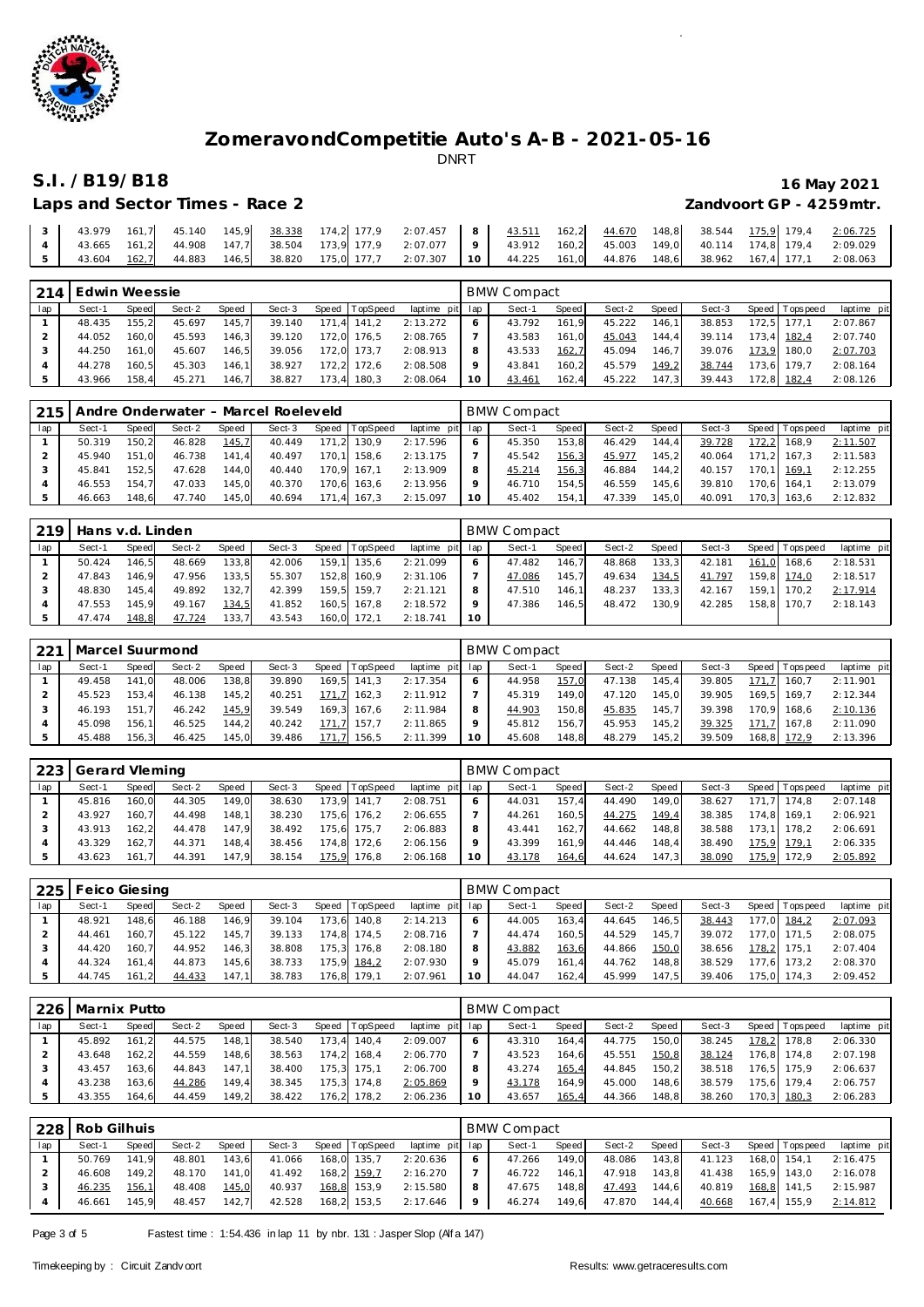# ZomeravondCompetitie Auto's A-B - 2021-05-16

DNRT

## S.I. / B19/B18

16 May 2021

Laps and Sector Times - Race 2

Zandvoort GP - 4259mtr.

| lap | Sect-1 | Speed | Sect-2 | Speed | Sect-3 | Speed | TopSpeed | laptime pit | lap | Sect-1 | Speed | Sect-2 | Speed | Sect-3 | Speed | Topspeed | laptime pit |
|---|---|---|---|---|---|---|---|---|---|---|---|---|---|---|---|---|---|
| 3 | 43.979 | 161,7 | 45.140 | 145,9 | 38.338 | 174,2 | 177,9 | 2:07.457 | 8 | 43.511 | 162,2 | 44.670 | 148,8 | 38.544 | 175,9 | 179,4 | 2:06.725 |
| 4 | 43.665 | 161,2 | 44.908 | 147,7 | 38.504 | 173,9 | 177,9 | 2:07.077 | 9 | 43.912 | 160,2 | 45.003 | 149,0 | 40.114 | 174,8 | 179,4 | 2:09.029 |
| 5 | 43.604 | 162,7 | 44.883 | 146,5 | 38.820 | 175,0 | 177,7 | 2:07.307 | 10 | 44.225 | 161,0 | 44.876 | 148,6 | 38.962 | 167,4 | 177,1 | 2:08.063 |

### 214 Edwin Weessie — BMW Compact

| lap | Sect-1 | Speed | Sect-2 | Speed | Sect-3 | Speed | TopSpeed | laptime pit | lap | Sect-1 | Speed | Sect-2 | Speed | Sect-3 | Speed | Topspeed | laptime pit |
|---|---|---|---|---|---|---|---|---|---|---|---|---|---|---|---|---|---|
| 1 | 48.435 | 155,2 | 45.697 | 145,7 | 39.140 | 171,4 | 141,2 | 2:13.272 | 6 | 43.792 | 161,9 | 45.222 | 146,1 | 38.853 | 172,5 | 177,1 | 2:07.867 |
| 2 | 44.052 | 160,0 | 45.593 | 146,3 | 39.120 | 172,0 | 176,5 | 2:08.765 | 7 | 43.583 | 161,0 | 45.043 | 144,4 | 39.114 | 173,4 | 182,4 | 2:07.740 |
| 3 | 44.250 | 161,0 | 45.607 | 146,5 | 39.056 | 172,0 | 173,7 | 2:08.913 | 8 | 43.533 | 162,7 | 45.094 | 146,7 | 39.076 | 173,9 | 180,0 | 2:07.703 |
| 4 | 44.278 | 160,5 | 45.303 | 146,1 | 38.927 | 172,2 | 172,6 | 2:08.508 | 9 | 43.841 | 160,2 | 45.579 | 149,2 | 38.744 | 173,6 | 179,7 | 2:08.164 |
| 5 | 43.966 | 158,4 | 45.271 | 146,7 | 38.827 | 173,4 | 180,3 | 2:08.064 | 10 | 43.461 | 162,4 | 45.222 | 147,3 | 39.443 | 172,8 | 182,4 | 2:08.126 |

### 215 Andre Onderwater - Marcel Roeleveld — BMW Compact

| lap | Sect-1 | Speed | Sect-2 | Speed | Sect-3 | Speed | TopSpeed | laptime pit | lap | Sect-1 | Speed | Sect-2 | Speed | Sect-3 | Speed | Topspeed | laptime pit |
|---|---|---|---|---|---|---|---|---|---|---|---|---|---|---|---|---|---|
| 1 | 50.319 | 150,2 | 46.828 | 145,7 | 40.449 | 171,2 | 130,9 | 2:17.596 | 6 | 45.350 | 153,8 | 46.429 | 144,4 | 39.728 | 172,2 | 168,9 | 2:11.507 |
| 2 | 45.940 | 151,0 | 46.738 | 141,4 | 40.497 | 170,1 | 158,6 | 2:13.175 | 7 | 45.542 | 156,3 | 45.977 | 145,2 | 40.064 | 171,2 | 167,3 | 2:11.583 |
| 3 | 45.841 | 152,5 | 47.628 | 144,0 | 40.440 | 170,9 | 167,1 | 2:13.909 | 8 | 45.214 | 156,3 | 46.884 | 144,2 | 40.157 | 170,1 | 169,1 | 2:12.255 |
| 4 | 46.553 | 154,7 | 47.033 | 145,0 | 40.370 | 170,6 | 163,6 | 2:13.956 | 9 | 46.710 | 154,5 | 46.559 | 145,6 | 39.810 | 170,6 | 164,1 | 2:13.079 |
| 5 | 46.663 | 148,6 | 47.740 | 145,0 | 40.694 | 171,4 | 167,3 | 2:15.097 | 10 | 45.402 | 154,1 | 47.339 | 145,0 | 40.091 | 170,3 | 163,6 | 2:12.832 |

### 219 Hans v.d. Linden — BMW Compact

| lap | Sect-1 | Speed | Sect-2 | Speed | Sect-3 | Speed | TopSpeed | laptime pit | lap | Sect-1 | Speed | Sect-2 | Speed | Sect-3 | Speed | Topspeed | laptime pit |
|---|---|---|---|---|---|---|---|---|---|---|---|---|---|---|---|---|---|
| 1 | 50.424 | 146,5 | 48.669 | 133,8 | 42.006 | 159,1 | 135,6 | 2:21.099 | 6 | 47.482 | 146,7 | 48.868 | 133,3 | 42.181 | 161,0 | 168,6 | 2:18.531 |
| 2 | 47.843 | 146,9 | 47.956 | 133,5 | 55.307 | 152,8 | 160,9 | 2:31.106 | 7 | 47.086 | 145,7 | 49.634 | 134,5 | 41.797 | 159,8 | 174,0 | 2:18.517 |
| 3 | 48.830 | 145,4 | 49.892 | 132,7 | 42.399 | 159,5 | 159,7 | 2:21.121 | 8 | 47.510 | 146,1 | 48.237 | 133,3 | 42.167 | 159,1 | 170,2 | 2:17.914 |
| 4 | 47.553 | 145,9 | 49.167 | 134,5 | 41.852 | 160,5 | 167,8 | 2:18.572 | 9 | 47.386 | 146,5 | 48.472 | 130,9 | 42.285 | 158,8 | 170,7 | 2:18.143 |
| 5 | 47.474 | 148,8 | 47.724 | 133,7 | 43.543 | 160,0 | 172,1 | 2:18.741 | 10 | | | | | | | | |

### 221 Marcel Suurmond — BMW Compact

| lap | Sect-1 | Speed | Sect-2 | Speed | Sect-3 | Speed | TopSpeed | laptime pit | lap | Sect-1 | Speed | Sect-2 | Speed | Sect-3 | Speed | Topspeed | laptime pit |
|---|---|---|---|---|---|---|---|---|---|---|---|---|---|---|---|---|---|
| 1 | 49.458 | 141,0 | 48.006 | 138,8 | 39.890 | 169,5 | 141,3 | 2:17.354 | 6 | 44.958 | 157,0 | 47.138 | 145,4 | 39.805 | 171,7 | 160,7 | 2:11.901 |
| 2 | 45.523 | 153,4 | 46.138 | 145,2 | 40.251 | 171,7 | 162,3 | 2:11.912 | 7 | 45.319 | 149,0 | 47.120 | 145,0 | 39.905 | 169,5 | 169,7 | 2:12.344 |
| 3 | 46.193 | 151,7 | 46.242 | 145,9 | 39.549 | 169,3 | 167,6 | 2:11.984 | 8 | 44.903 | 150,8 | 45.835 | 145,7 | 39.398 | 170,9 | 168,6 | 2:10.136 |
| 4 | 45.098 | 156,1 | 46.525 | 144,2 | 40.242 | 171,7 | 157,7 | 2:11.865 | 9 | 45.812 | 156,7 | 45.953 | 145,2 | 39.325 | 171,7 | 167,8 | 2:11.090 |
| 5 | 45.488 | 156,3 | 46.425 | 145,0 | 39.486 | 171,7 | 156,5 | 2:11.399 | 10 | 45.608 | 148,8 | 48.279 | 145,2 | 39.509 | 168,8 | 172,9 | 2:13.396 |

### 223 Gerard Vleming — BMW Compact

| lap | Sect-1 | Speed | Sect-2 | Speed | Sect-3 | Speed | TopSpeed | laptime pit | lap | Sect-1 | Speed | Sect-2 | Speed | Sect-3 | Speed | Topspeed | laptime pit |
|---|---|---|---|---|---|---|---|---|---|---|---|---|---|---|---|---|---|
| 1 | 45.816 | 160,0 | 44.305 | 149,0 | 38.630 | 173,9 | 141,7 | 2:08.751 | 6 | 44.031 | 157,4 | 44.490 | 149,0 | 38.627 | 171,7 | 174,8 | 2:07.148 |
| 2 | 43.927 | 160,7 | 44.498 | 148,1 | 38.230 | 175,6 | 176,2 | 2:06.655 | 7 | 44.261 | 160,5 | 44.275 | 149,4 | 38.385 | 174,8 | 169,1 | 2:06.921 |
| 3 | 43.913 | 162,2 | 44.478 | 147,9 | 38.492 | 175,6 | 175,7 | 2:06.883 | 8 | 43.441 | 162,7 | 44.662 | 148,8 | 38.588 | 173,1 | 178,2 | 2:06.691 |
| 4 | 43.329 | 162,7 | 44.371 | 148,4 | 38.456 | 174,8 | 172,6 | 2:06.156 | 9 | 43.399 | 161,9 | 44.446 | 148,4 | 38.490 | 175,9 | 179,1 | 2:06.335 |
| 5 | 43.623 | 161,7 | 44.391 | 147,9 | 38.154 | 175,9 | 176,8 | 2:06.168 | 10 | 43.178 | 164,6 | 44.624 | 147,3 | 38.090 | 175,9 | 172,9 | 2:05.892 |

### 225 Feico Giesing — BMW Compact

| lap | Sect-1 | Speed | Sect-2 | Speed | Sect-3 | Speed | TopSpeed | laptime pit | lap | Sect-1 | Speed | Sect-2 | Speed | Sect-3 | Speed | Topspeed | laptime pit |
|---|---|---|---|---|---|---|---|---|---|---|---|---|---|---|---|---|---|
| 1 | 48.921 | 148,6 | 46.188 | 146,9 | 39.104 | 173,6 | 140,8 | 2:14.213 | 6 | 44.005 | 163,4 | 44.645 | 146,5 | 38.443 | 177,0 | 184,2 | 2:07.093 |
| 2 | 44.461 | 160,7 | 45.122 | 145,7 | 39.133 | 174,8 | 174,5 | 2:08.716 | 7 | 44.474 | 160,5 | 44.529 | 145,7 | 39.072 | 177,0 | 171,5 | 2:08.075 |
| 3 | 44.420 | 160,7 | 44.952 | 146,3 | 38.808 | 175,3 | 176,8 | 2:08.180 | 8 | 43.882 | 163,6 | 44.866 | 150,0 | 38.656 | 178,2 | 175,1 | 2:07.404 |
| 4 | 44.324 | 161,4 | 44.873 | 145,6 | 38.733 | 175,9 | 184,2 | 2:07.930 | 9 | 45.079 | 161,4 | 44.762 | 148,8 | 38.529 | 177,6 | 173,2 | 2:08.370 |
| 5 | 44.745 | 161,2 | 44.433 | 147,1 | 38.783 | 176,8 | 179,1 | 2:07.961 | 10 | 44.047 | 162,4 | 45.999 | 147,5 | 39.406 | 175,0 | 174,3 | 2:09.452 |

### 226 Marnix Putto — BMW Compact

| lap | Sect-1 | Speed | Sect-2 | Speed | Sect-3 | Speed | TopSpeed | laptime pit | lap | Sect-1 | Speed | Sect-2 | Speed | Sect-3 | Speed | Topspeed | laptime pit |
|---|---|---|---|---|---|---|---|---|---|---|---|---|---|---|---|---|---|
| 1 | 45.892 | 161,2 | 44.575 | 148,1 | 38.540 | 173,4 | 140,4 | 2:09.007 | 6 | 43.310 | 164,4 | 44.775 | 150,0 | 38.245 | 178,2 | 178,8 | 2:06.330 |
| 2 | 43.648 | 162,2 | 44.559 | 148,6 | 38.563 | 174,2 | 168,4 | 2:06.770 | 7 | 43.523 | 164,6 | 45.551 | 150,8 | 38.124 | 176,8 | 174,8 | 2:07.198 |
| 3 | 43.457 | 163,6 | 44.843 | 147,1 | 38.400 | 175,3 | 175,1 | 2:06.700 | 8 | 43.274 | 165,4 | 44.845 | 150,2 | 38.518 | 176,5 | 175,9 | 2:06.637 |
| 4 | 43.238 | 163,6 | 44.286 | 149,4 | 38.345 | 175,3 | 174,8 | 2:05.869 | 9 | 43.178 | 164,9 | 45.000 | 148,6 | 38.579 | 175,6 | 179,4 | 2:06.757 |
| 5 | 43.355 | 164,6 | 44.459 | 149,2 | 38.422 | 176,2 | 178,2 | 2:06.236 | 10 | 43.657 | 165,4 | 44.366 | 148,8 | 38.260 | 170,3 | 180,3 | 2:06.283 |

### 228 Rob Gilhuis — BMW Compact

| lap | Sect-1 | Speed | Sect-2 | Speed | Sect-3 | Speed | TopSpeed | laptime pit | lap | Sect-1 | Speed | Sect-2 | Speed | Sect-3 | Speed | Topspeed | laptime pit |
|---|---|---|---|---|---|---|---|---|---|---|---|---|---|---|---|---|---|
| 1 | 50.769 | 141,9 | 48.801 | 143,6 | 41.066 | 168,0 | 135,7 | 2:20.636 | 6 | 47.266 | 149,0 | 48.086 | 143,8 | 41.123 | 168,0 | 154,1 | 2:16.475 |
| 2 | 46.608 | 149,2 | 48.170 | 141,0 | 41.492 | 168,2 | 159,7 | 2:16.270 | 7 | 46.722 | 146,1 | 47.918 | 143,8 | 41.438 | 165,9 | 143,0 | 2:16.078 |
| 3 | 46.235 | 156,1 | 48.408 | 145,0 | 40.937 | 168,8 | 153,9 | 2:15.580 | 8 | 47.675 | 148,8 | 47.493 | 144,6 | 40.819 | 168,8 | 141,5 | 2:15.987 |
| 4 | 46.661 | 145,9 | 48.457 | 142,7 | 42.528 | 168,2 | 153,5 | 2:17.646 | 9 | 46.274 | 149,6 | 47.870 | 144,4 | 40.668 | 167,4 | 155,9 | 2:14.812 |

Fastest time : 1:54.436 in lap 11 by nbr. 131 : Jasper Slop (Alfa 147)

Timekeeping by : Circuit Zandvoort — Results: www.getraceresults.com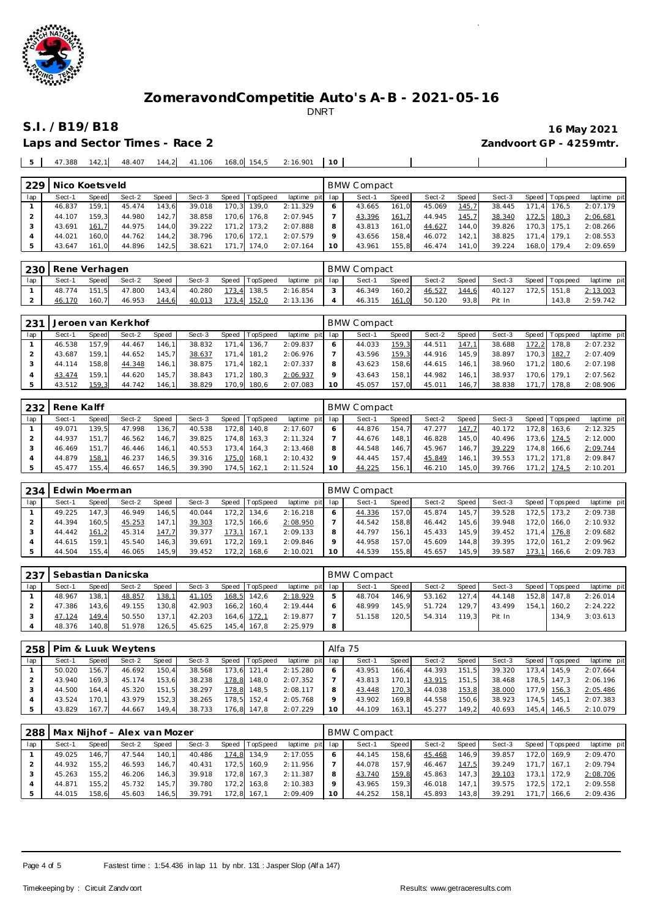# ZomeravondCompetitie Auto's A-B - 2021-05-16

DNRT

## S.I. / B19/B18

16 May 2021

Laps and Sector Times - Race 2

Zandvoort GP - 4259mtr.

| 5 | 47.388 | 142,1 | 48.407 | 144,2 | 41.106 | 168,0 | 154,5 | 2:16.901 | 10 | | | | | | | | |
|---|---|---|---|---|---|---|---|---|---|---|---|---|---|---|---|---|---|

| 229 | Nico Koetsveld | | | | | | | | BMW Compact | | | | | | | | |
|---|---|---|---|---|---|---|---|---|---|---|---|---|---|---|---|---|---|
| lap | Sect-1 | Speed | Sect-2 | Speed | Sect-3 | Speed | TopSpeed | laptime pit | lap | Sect-1 | Speed | Sect-2 | Speed | Sect-3 | Speed | Topspeed | laptime pit |
| 1 | 46.837 | 159,1 | 45.474 | 143,6 | 39.018 | 170,3 | 139,0 | 2:11.329 | 6 | 43.665 | 161,0 | 45.069 | 145,7 | 38.445 | 171,4 | 176,5 | 2:07.179 |
| 2 | 44.107 | 159,3 | 44.980 | 142,7 | 38.858 | 170,6 | 176,8 | 2:07.945 | 7 | 43.396 | 161,7 | 44.945 | 145,7 | 38.340 | 172,5 | 180,3 | 2:06.681 |
| 3 | 43.691 | 161,7 | 44.975 | 144,0 | 39.222 | 171,2 | 173,2 | 2:07.888 | 8 | 43.813 | 161,0 | 44.627 | 144,0 | 39.826 | 170,3 | 175,1 | 2:08.266 |
| 4 | 44.021 | 160,0 | 44.762 | 144,2 | 38.796 | 170,6 | 172,1 | 2:07.579 | 9 | 43.656 | 158,4 | 46.072 | 142,1 | 38.825 | 171,4 | 179,1 | 2:08.553 |
| 5 | 43.647 | 161,0 | 44.896 | 142,5 | 38.621 | 171,7 | 174,0 | 2:07.164 | 10 | 43.961 | 155,8 | 46.474 | 141,0 | 39.224 | 168,0 | 179,4 | 2:09.659 |

| 230 | Rene Verhagen | | | | | | | | BMW Compact | | | | | | | | |
|---|---|---|---|---|---|---|---|---|---|---|---|---|---|---|---|---|---|
| lap | Sect-1 | Speed | Sect-2 | Speed | Sect-3 | Speed | TopSpeed | laptime pit | lap | Sect-1 | Speed | Sect-2 | Speed | Sect-3 | Speed | Topspeed | laptime pit |
| 1 | 48.774 | 151,5 | 47.800 | 143,4 | 40.280 | 173,4 | 138,5 | 2:16.854 | 3 | 46.349 | 160,2 | 46.527 | 144,6 | 40.127 | 172,5 | 151,8 | 2:13.003 |
| 2 | 46.170 | 160,7 | 46.953 | 144,6 | 40.013 | 173,4 | 152,0 | 2:13.136 | 4 | 46.315 | 161,0 | 50.120 | 93,8 | Pit In | | 143,8 | 2:59.742 |

| 231 | Jeroen van Kerkhof | | | | | | | | BMW Compact | | | | | | | | |
|---|---|---|---|---|---|---|---|---|---|---|---|---|---|---|---|---|---|
| lap | Sect-1 | Speed | Sect-2 | Speed | Sect-3 | Speed | TopSpeed | laptime pit | lap | Sect-1 | Speed | Sect-2 | Speed | Sect-3 | Speed | Topspeed | laptime pit |
| 1 | 46.538 | 157,9 | 44.467 | 146,1 | 38.832 | 171,4 | 136,7 | 2:09.837 | 6 | 44.033 | 159,3 | 44.511 | 147,1 | 38.688 | 172,2 | 178,8 | 2:07.232 |
| 2 | 43.687 | 159,1 | 44.652 | 145,7 | 38.637 | 171,4 | 181,2 | 2:06.976 | 7 | 43.596 | 159,3 | 44.916 | 145,9 | 38.897 | 170,3 | 182,7 | 2:07.409 |
| 3 | 44.114 | 158,8 | 44.348 | 146,1 | 38.875 | 171,4 | 182,1 | 2:07.337 | 8 | 43.623 | 158,6 | 44.615 | 146,1 | 38.960 | 171,2 | 180,6 | 2:07.198 |
| 4 | 43.474 | 159,1 | 44.620 | 145,7 | 38.843 | 171,2 | 180,3 | 2:06.937 | 9 | 43.643 | 158,1 | 44.982 | 146,1 | 38.937 | 170,6 | 179,1 | 2:07.562 |
| 5 | 43.512 | 159,3 | 44.742 | 146,1 | 38.829 | 170,9 | 180,6 | 2:07.083 | 10 | 45.057 | 157,0 | 45.011 | 146,7 | 38.838 | 171,7 | 178,8 | 2:08.906 |

| 232 | Rene Kalff | | | | | | | | BMW Compact | | | | | | | | |
|---|---|---|---|---|---|---|---|---|---|---|---|---|---|---|---|---|---|
| lap | Sect-1 | Speed | Sect-2 | Speed | Sect-3 | Speed | TopSpeed | laptime pit | lap | Sect-1 | Speed | Sect-2 | Speed | Sect-3 | Speed | Topspeed | laptime pit |
| 1 | 49.071 | 139,5 | 47.998 | 136,7 | 40.538 | 172,8 | 140,8 | 2:17.607 | 6 | 44.876 | 154,7 | 47.277 | 147,7 | 40.172 | 172,8 | 163,6 | 2:12.325 |
| 2 | 44.937 | 151,7 | 46.562 | 146,7 | 39.825 | 174,8 | 163,3 | 2:11.324 | 7 | 44.676 | 148,1 | 46.828 | 145,0 | 40.496 | 173,6 | 174,5 | 2:12.000 |
| 3 | 46.469 | 151,7 | 46.446 | 146,1 | 40.553 | 173,4 | 164,3 | 2:13.468 | 8 | 44.548 | 146,7 | 45.967 | 146,7 | 39.229 | 174,8 | 166,6 | 2:09.744 |
| 4 | 44.879 | 158,1 | 46.237 | 146,5 | 39.316 | 175,0 | 168,1 | 2:10.432 | 9 | 44.445 | 157,4 | 45.849 | 146,1 | 39.553 | 171,2 | 171,8 | 2:09.847 |
| 5 | 45.477 | 155,4 | 46.657 | 146,5 | 39.390 | 174,5 | 162,1 | 2:11.524 | 10 | 44.225 | 156,1 | 46.210 | 145,0 | 39.766 | 171,2 | 174,5 | 2:10.201 |

| 234 | Edwin Moerman | | | | | | | | BMW Compact | | | | | | | | |
|---|---|---|---|---|---|---|---|---|---|---|---|---|---|---|---|---|---|
| lap | Sect-1 | Speed | Sect-2 | Speed | Sect-3 | Speed | TopSpeed | laptime pit | lap | Sect-1 | Speed | Sect-2 | Speed | Sect-3 | Speed | Topspeed | laptime pit |
| 1 | 49.225 | 147,3 | 46.949 | 146,5 | 40.044 | 172,2 | 134,6 | 2:16.218 | 6 | 44.336 | 157,0 | 45.874 | 145,7 | 39.528 | 172,5 | 173,2 | 2:09.738 |
| 2 | 44.394 | 160,5 | 45.253 | 147,1 | 39.303 | 172,5 | 166,6 | 2:08.950 | 7 | 44.542 | 158,8 | 46.442 | 145,6 | 39.948 | 172,0 | 166,0 | 2:10.932 |
| 3 | 44.442 | 161,2 | 45.314 | 147,7 | 39.377 | 173,1 | 167,1 | 2:09.133 | 8 | 44.797 | 156,1 | 45.433 | 145,9 | 39.452 | 171,4 | 176,8 | 2:09.682 |
| 4 | 44.615 | 159,1 | 45.540 | 146,3 | 39.691 | 172,2 | 169,1 | 2:09.846 | 9 | 44.958 | 157,0 | 45.609 | 144,8 | 39.395 | 172,0 | 161,2 | 2:09.962 |
| 5 | 44.504 | 155,4 | 46.065 | 145,9 | 39.452 | 172,2 | 168,6 | 2:10.021 | 10 | 44.539 | 155,8 | 45.657 | 145,9 | 39.587 | 173,1 | 166,6 | 2:09.783 |

| 237 | Sebastian Danicska | | | | | | | | BMW Compact | | | | | | | | |
|---|---|---|---|---|---|---|---|---|---|---|---|---|---|---|---|---|---|
| lap | Sect-1 | Speed | Sect-2 | Speed | Sect-3 | Speed | TopSpeed | laptime pit | lap | Sect-1 | Speed | Sect-2 | Speed | Sect-3 | Speed | Topspeed | laptime pit |
| 1 | 48.967 | 138,1 | 48.857 | 138,1 | 41.105 | 168,5 | 142,6 | 2:18.929 | 5 | 48.704 | 146,9 | 53.162 | 127,4 | 44.148 | 152,8 | 147,8 | 2:26.014 |
| 2 | 47.386 | 143,6 | 49.155 | 130,8 | 42.903 | 166,2 | 160,4 | 2:19.444 | 6 | 48.999 | 145,9 | 51.724 | 129,7 | 43.499 | 154,1 | 160,2 | 2:24.222 |
| 3 | 47.124 | 149,4 | 50.550 | 137,1 | 42.203 | 164,6 | 172,1 | 2:19.877 | 7 | 51.158 | 120,5 | 54.314 | 119,3 | Pit In | | 134,9 | 3:03.613 |
| 4 | 48.376 | 140,8 | 51.978 | 126,5 | 45.625 | 145,4 | 167,8 | 2:25.979 | 8 | | | | | | | | |

| 258 | Pim & Luuk Weytens | | | | | | | | Alfa 75 | | | | | | | | |
|---|---|---|---|---|---|---|---|---|---|---|---|---|---|---|---|---|---|
| lap | Sect-1 | Speed | Sect-2 | Speed | Sect-3 | Speed | TopSpeed | laptime pit | lap | Sect-1 | Speed | Sect-2 | Speed | Sect-3 | Speed | Topspeed | laptime pit |
| 1 | 50.020 | 156,7 | 46.692 | 150,4 | 38.568 | 173,6 | 121,4 | 2:15.280 | 6 | 43.951 | 166,4 | 44.393 | 151,5 | 39.320 | 173,4 | 145,9 | 2:07.664 |
| 2 | 43.940 | 169,3 | 45.174 | 153,6 | 38.238 | 178,8 | 148,0 | 2:07.352 | 7 | 43.813 | 170,1 | 43.915 | 151,5 | 38.468 | 178,5 | 147,3 | 2:06.196 |
| 3 | 44.500 | 164,4 | 45.320 | 151,5 | 38.297 | 178,8 | 148,5 | 2:08.117 | 8 | 43.448 | 170,3 | 44.038 | 153,8 | 38.000 | 177,9 | 156,3 | 2:05.486 |
| 4 | 43.524 | 170,1 | 43.979 | 152,3 | 38.265 | 178,5 | 152,4 | 2:05.768 | 9 | 43.902 | 169,8 | 44.558 | 150,6 | 38.923 | 174,5 | 145,1 | 2:07.383 |
| 5 | 43.829 | 167,7 | 44.667 | 149,4 | 38.733 | 176,8 | 147,8 | 2:07.229 | 10 | 44.109 | 163,1 | 45.277 | 149,2 | 40.693 | 145,4 | 146,5 | 2:10.079 |

| 288 | Max Nijhof - Alex van Mozer | | | | | | | | BMW Compact | | | | | | | | |
|---|---|---|---|---|---|---|---|---|---|---|---|---|---|---|---|---|---|
| lap | Sect-1 | Speed | Sect-2 | Speed | Sect-3 | Speed | TopSpeed | laptime pit | lap | Sect-1 | Speed | Sect-2 | Speed | Sect-3 | Speed | Topspeed | laptime pit |
| 1 | 49.025 | 146,7 | 47.544 | 140,1 | 40.486 | 174,8 | 134,9 | 2:17.055 | 6 | 44.145 | 158,6 | 45.468 | 146,9 | 39.857 | 172,0 | 169,9 | 2:09.470 |
| 2 | 44.932 | 155,2 | 46.593 | 146,7 | 40.431 | 172,5 | 160,9 | 2:11.956 | 7 | 44.078 | 157,9 | 46.467 | 147,5 | 39.249 | 171,7 | 167,1 | 2:09.794 |
| 3 | 45.263 | 155,2 | 46.206 | 146,3 | 39.918 | 172,8 | 167,3 | 2:11.387 | 8 | 43.740 | 159,8 | 45.863 | 147,3 | 39.103 | 173,1 | 172,9 | 2:08.706 |
| 4 | 44.871 | 155,2 | 45.732 | 145,7 | 39.780 | 172,2 | 163,8 | 2:10.383 | 9 | 43.965 | 159,3 | 46.018 | 147,1 | 39.575 | 172,5 | 172,1 | 2:09.558 |
| 5 | 44.015 | 158,6 | 45.603 | 146,5 | 39.791 | 172,8 | 167,1 | 2:09.409 | 10 | 44.252 | 158,1 | 45.893 | 143,8 | 39.291 | 171,7 | 166,6 | 2:09.436 |

Fastest time : 1:54.436 in lap 11 by nbr. 131 : Jasper Slop (Alfa 147)

Timekeeping by : Circuit Zandvoort

Results: www.getraceresults.com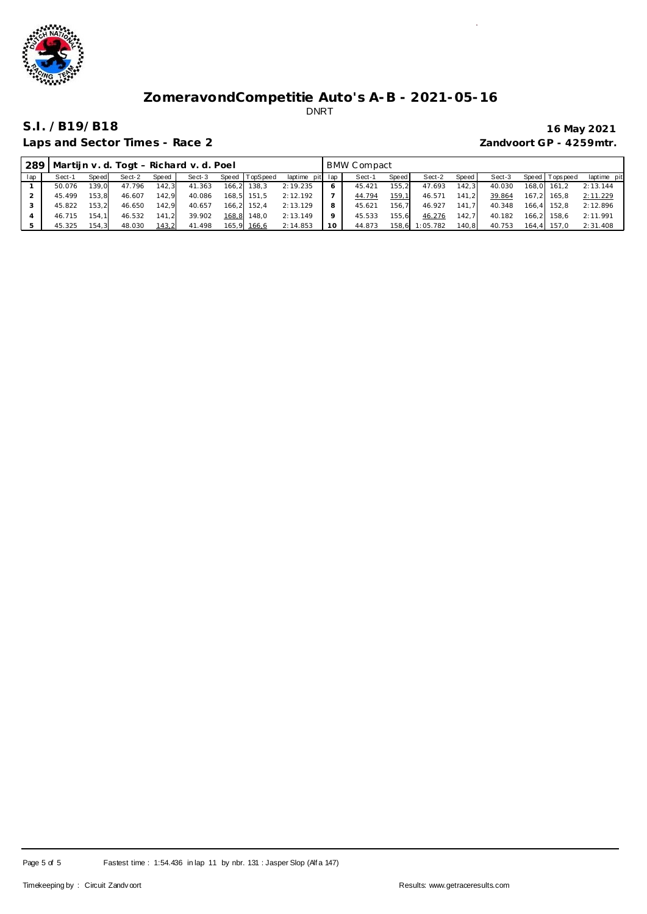# ZomeravondCompetitie Auto's A-B - 2021-05-16

DNRT

## S.I. / B19/ B18

16 May 2021

**Laps and Sector Times - Race 2**

**Zandvoort GP - 4259mtr.**

| 289 | Martijn v. d. Togt - Richard v. d. Poel | | | | | | | | BMW Compact | | | | | | | | |
|---|---|---|---|---|---|---|---|---|---|---|---|---|---|---|---|---|---|
| lap | Sect-1 | Speed | Sect-2 | Speed | Sect-3 | Speed | TopSpeed | laptime pit | lap | Sect-1 | Speed | Sect-2 | Speed | Sect-3 | Speed | Topspeed | laptime pit |
| 1 | 50.076 | 139,0 | 47.796 | 142,3 | 41.363 | 166,2 | 138,3 | 2:19.235 | 6 | 45.421 | 155,2 | 47.693 | 142,3 | 40.030 | 168,0 | 161,2 | 2:13.144 |
| 2 | 45.499 | 153,8 | 46.607 | 142,9 | 40.086 | 168,5 | 151,5 | 2:12.192 | 7 | 44.794 | 159,1 | 46.571 | 141,2 | 39.864 | 167,2 | 165,8 | 2:11.229 |
| 3 | 45.822 | 153,2 | 46.650 | 142,9 | 40.657 | 166,2 | 152,4 | 2:13.129 | 8 | 45.621 | 156,7 | 46.927 | 141,7 | 40.348 | 166,4 | 152,8 | 2:12.896 |
| 4 | 46.715 | 154,1 | 46.532 | 141,2 | 39.902 | 168,8 | 148,0 | 2:13.149 | 9 | 45.533 | 155,6 | 46.276 | 142,7 | 40.182 | 166,2 | 158,6 | 2:11.991 |
| 5 | 45.325 | 154,3 | 48.030 | 143,2 | 41.498 | 165,9 | 166,6 | 2:14.853 | 10 | 44.873 | 158,6 | 1:05.782 | 140,8 | 40.753 | 164,4 | 157,0 | 2:31.408 |

Fastest time : 1:54.436 in lap 11 by nbr. 131 : Jasper Slop (Alfa 147)

Timekeeping by : Circuit Zandvoort

Results: www.getraceresults.com